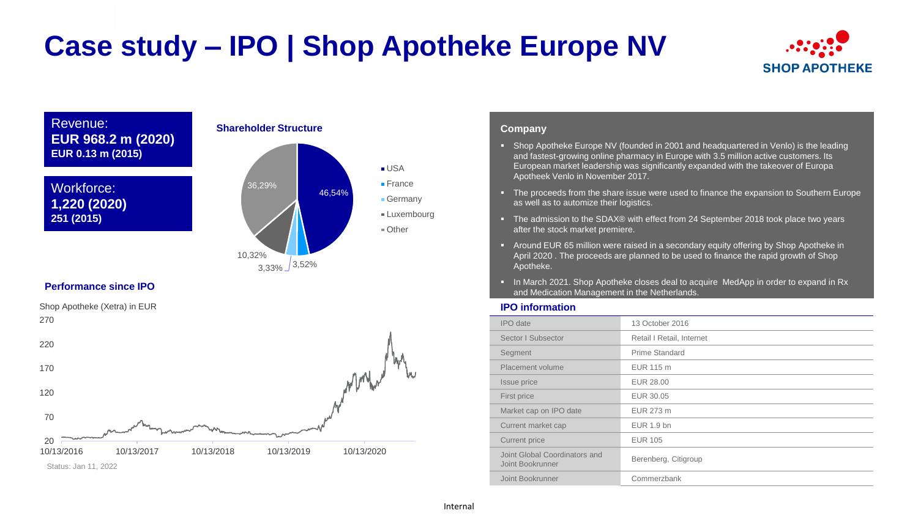# Case study – IPO | Shop Apotheke Europe NV

SHOP APOTHEKE

Revenue:
**EUR 968.2 m (2020)**
**EUR 0.13 m (2015)**

Workforce:
**1,220 (2020)**
**251 (2015)**

### Shareholder Structure

- USA: 46,54%
- France: 3,52%
- Germany: 3,33%
- Luxembourg: 10,32%
- Other: 36,29%

### Performance since IPO

Shop Apotheke (Xetra) in EUR

Status: Jan 11, 2022

### Company

- Shop Apotheke Europe NV (founded in 2001 and headquartered in Venlo) is the leading and fastest-growing online pharmacy in Europe with 3.5 million active customers. Its European market leadership was significantly expanded with the takeover of Europa Apotheek Venlo in November 2017.
- The proceeds from the share issue were used to finance the expansion to Southern Europe as well as to automize their logistics.
- The admission to the SDAX® with effect from 24 September 2018 took place two years after the stock market premiere.
- Around EUR 65 million were raised in a secondary equity offering by Shop Apotheke in April 2020 . The proceeds are planned to be used to finance the rapid growth of Shop Apotheke.
- In March 2021. Shop Apotheke closes deal to acquire MedApp in order to expand in Rx and Medication Management in the Netherlands.

### IPO information

| | |
|---|---|
| IPO date | 13 October 2016 |
| Sector I Subsector | Retail I Retail, Internet |
| Segment | Prime Standard |
| Placement volume | EUR 115 m |
| Issue price | EUR 28.00 |
| First price | EUR 30.05 |
| Market cap on IPO date | EUR 273 m |
| Current market cap | EUR 1.9 bn |
| Current price | EUR 105 |
| Joint Global Coordinators and Joint Bookrunner | Berenberg, Citigroup |
| Joint Bookrunner | Commerzbank |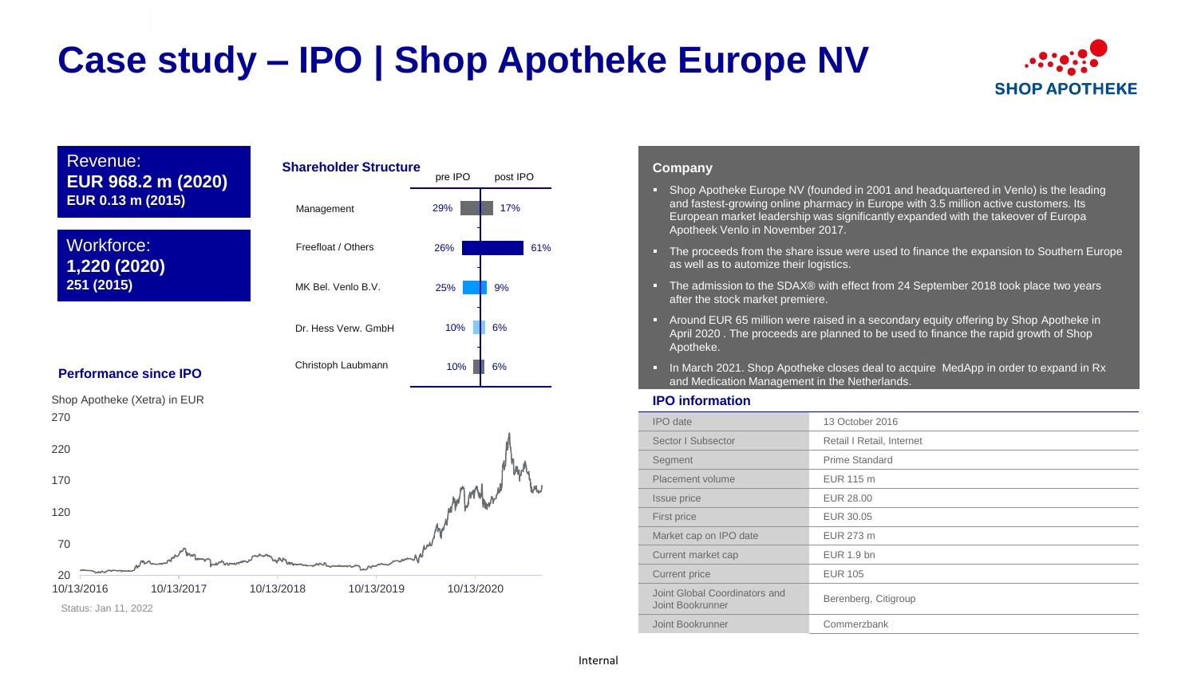# Case study – IPO | Shop Apotheke Europe NV

SHOP APOTHEKE

Revenue:
**EUR 968.2 m (2020)**
**EUR 0.13 m (2015)**

Workforce:
**1,220 (2020)**
**251 (2015)**

**Shareholder Structure**

pre IPO
post IPO

Management
29%
17%

Freefloat / Others
26%
61%

MK Bel. Venlo B.V.
25%
9%

Dr. Hess Verw. GmbH
10%
6%

Christoph Laubmann
10%
6%

**Performance since IPO**

Shop Apotheke (Xetra) in EUR

270
220
170
120
70
20

10/13/2016
10/13/2017
10/13/2018
10/13/2019
10/13/2020

Status: Jan 11, 2022

**Company**

- Shop Apotheke Europe NV (founded in 2001 and headquartered in Venlo) is the leading and fastest-growing online pharmacy in Europe with 3.5 million active customers. Its European market leadership was significantly expanded with the takeover of Europa Apotheek Venlo in November 2017.
- The proceeds from the share issue were used to finance the expansion to Southern Europe as well as to automize their logistics.
- The admission to the SDAX® with effect from 24 September 2018 took place two years after the stock market premiere.
- Around EUR 65 million were raised in a secondary equity offering by Shop Apotheke in April 2020 . The proceeds are planned to be used to finance the rapid growth of Shop Apotheke.
- In March 2021. Shop Apotheke closes deal to acquire MedApp in order to expand in Rx and Medication Management in the Netherlands.

**IPO information**

| | |
|---|---|
| IPO date | 13 October 2016 |
| Sector I Subsector | Retail I Retail, Internet |
| Segment | Prime Standard |
| Placement volume | EUR 115 m |
| Issue price | EUR 28.00 |
| First price | EUR 30.05 |
| Market cap on IPO date | EUR 273 m |
| Current market cap | EUR 1.9 bn |
| Current price | EUR 105 |
| Joint Global Coordinators and Joint Bookrunner | Berenberg, Citigroup |
| Joint Bookrunner | Commerzbank |

Internal